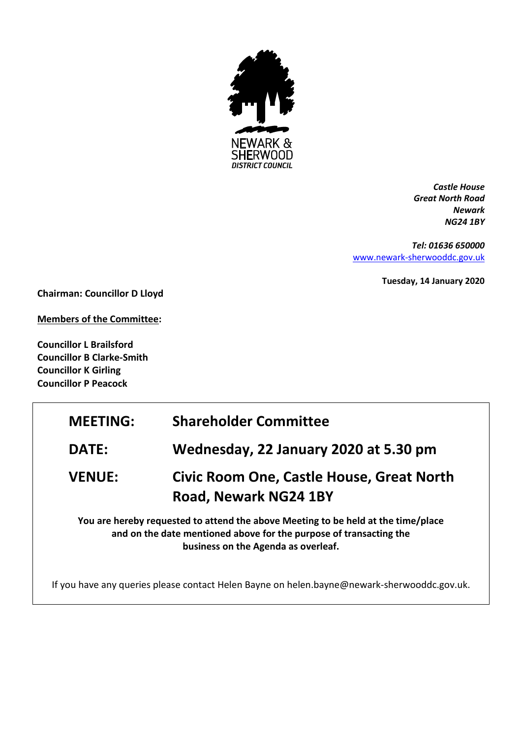NEWARK & SHERWOOD DISTRICT COUNCIL

*Castle House*
*Great North Road*
*Newark*
*NG24 1BY*

*Tel: 01636 650000*
www.newark-sherwooddc.gov.uk

**Tuesday, 14 January 2020**

**Chairman: Councillor D Lloyd**

**Members of the Committee:**

**Councillor L Brailsford**
**Councillor B Clarke-Smith**
**Councillor K Girling**
**Councillor P Peacock**

| | |
|---|---|
| **MEETING:** | **Shareholder Committee** |
| **DATE:** | **Wednesday, 22 January 2020 at 5.30 pm** |
| **VENUE:** | **Civic Room One, Castle House, Great North Road, Newark NG24 1BY** |

**You are hereby requested to attend the above Meeting to be held at the time/place and on the date mentioned above for the purpose of transacting the business on the Agenda as overleaf.**

If you have any queries please contact Helen Bayne on helen.bayne@newark-sherwooddc.gov.uk.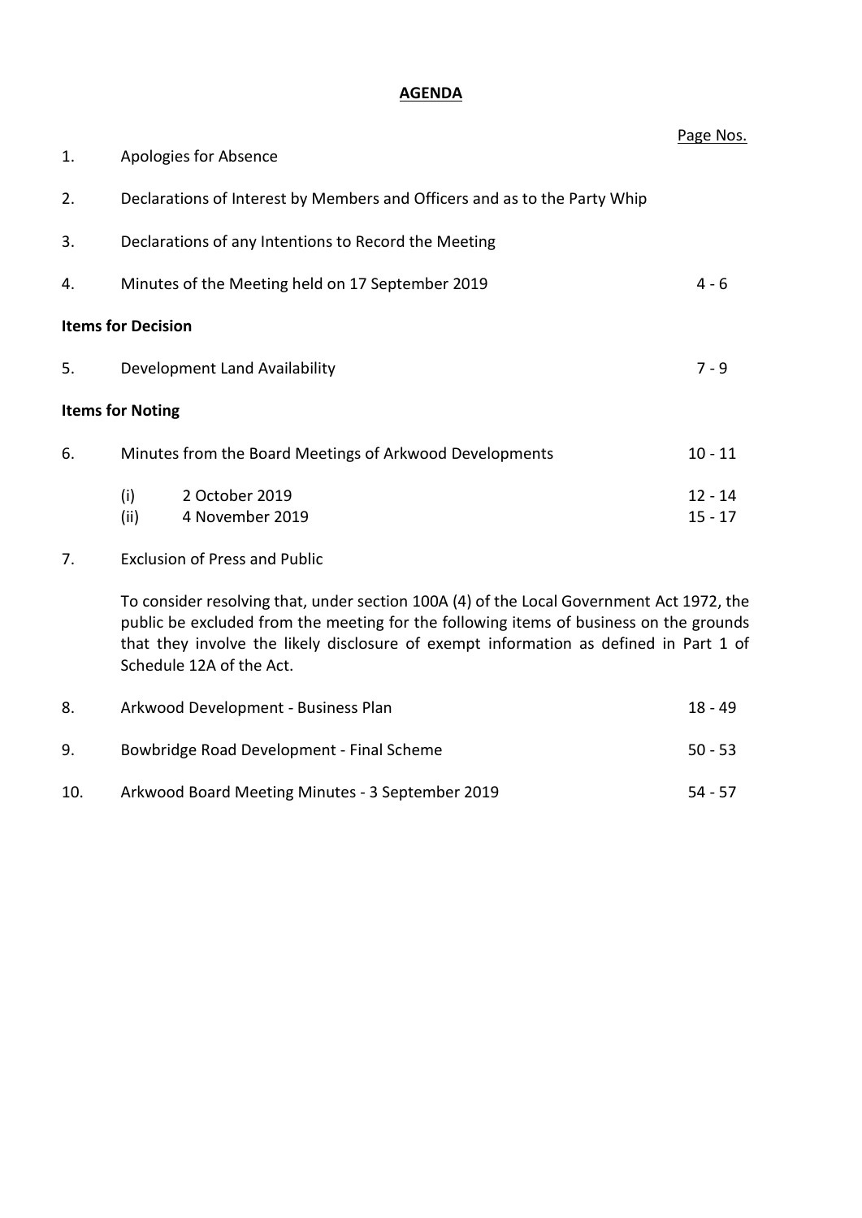# AGENDA

| | | Page Nos. |
|---|---|---|
| 1. | Apologies for Absence | |
| 2. | Declarations of Interest by Members and Officers and as to the Party Whip | |
| 3. | Declarations of any Intentions to Record the Meeting | |
| 4. | Minutes of the Meeting held on 17 September 2019 | 4 - 6 |

**Items for Decision**

| | | |
|---|---|---|
| 5. | Development Land Availability | 7 - 9 |

**Items for Noting**

| | | |
|---|---|---|
| 6. | Minutes from the Board Meetings of Arkwood Developments | 10 - 11 |
| | (i) 2 October 2019 | 12 - 14 |
| | (ii) 4 November 2019 | 15 - 17 |

7. Exclusion of Press and Public

To consider resolving that, under section 100A (4) of the Local Government Act 1972, the public be excluded from the meeting for the following items of business on the grounds that they involve the likely disclosure of exempt information as defined in Part 1 of Schedule 12A of the Act.

| | | |
|---|---|---|
| 8. | Arkwood Development - Business Plan | 18 - 49 |
| 9. | Bowbridge Road Development - Final Scheme | 50 - 53 |
| 10. | Arkwood Board Meeting Minutes - 3 September 2019 | 54 - 57 |